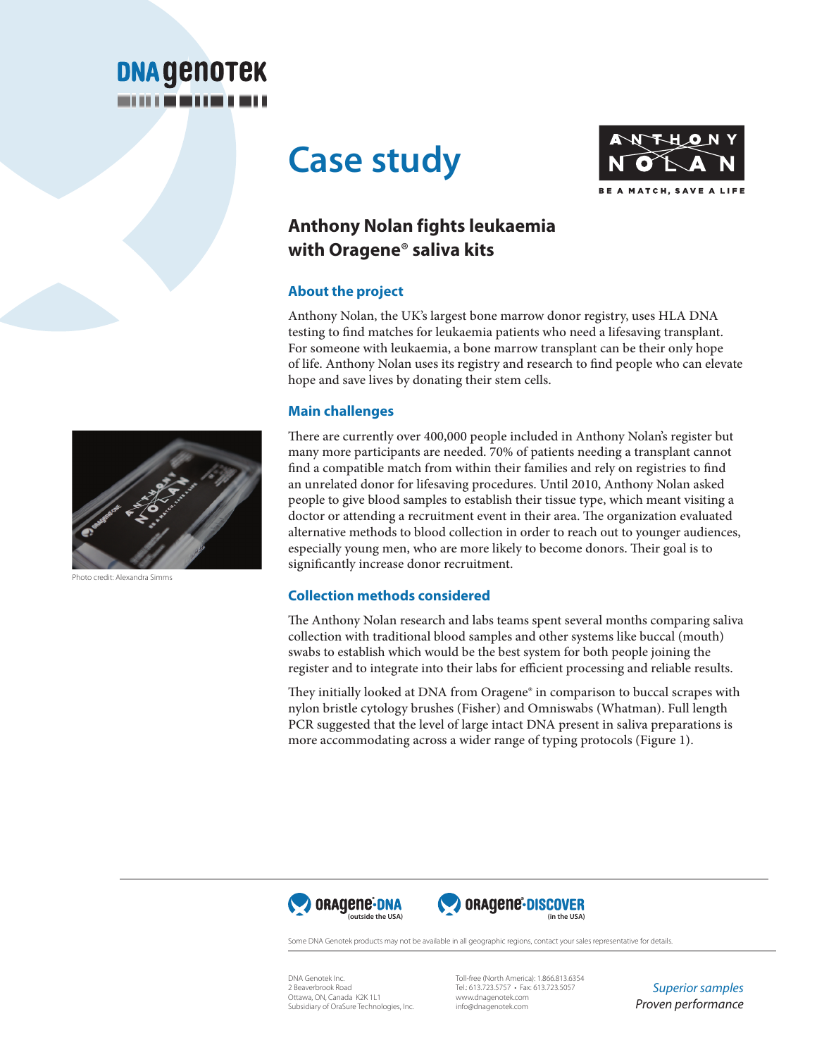# Case study

## Anthony Nolan fights leukaemia with Oragene® saliva kits

### About the project

Anthony Nolan, the UK's largest bone marrow donor registry, uses HLA DNA testing to find matches for leukaemia patients who need a lifesaving transplant. For someone with leukaemia, a bone marrow transplant can be their only hope of life. Anthony Nolan uses its registry and research to find people who can elevate hope and save lives by donating their stem cells.

### Main challenges

There are currently over 400,000 people included in Anthony Nolan's register but many more participants are needed. 70% of patients needing a transplant cannot find a compatible match from within their families and rely on registries to find an unrelated donor for lifesaving procedures. Until 2010, Anthony Nolan asked people to give blood samples to establish their tissue type, which meant visiting a doctor or attending a recruitment event in their area. The organization evaluated alternative methods to blood collection in order to reach out to younger audiences, especially young men, who are more likely to become donors. Their goal is to significantly increase donor recruitment.

Photo credit: Alexandra Simms

### Collection methods considered

The Anthony Nolan research and labs teams spent several months comparing saliva collection with traditional blood samples and other systems like buccal (mouth) swabs to establish which would be the best system for both people joining the register and to integrate into their labs for efficient processing and reliable results.

They initially looked at DNA from Oragene® in comparison to buccal scrapes with nylon bristle cytology brushes (Fisher) and Omniswabs (Whatman). Full length PCR suggested that the level of large intact DNA present in saliva preparations is more accommodating across a wider range of typing protocols (Figure 1).

Oragene®·DNA (outside the USA) Oragene®·DISCOVER (in the USA)

Some DNA Genotek products may not be available in all geographic regions, contact your sales representative for details.

DNA Genotek Inc.
2 Beaverbrook Road
Ottawa, ON, Canada K2K 1L1
Subsidiary of OraSure Technologies, Inc.

Toll-free (North America): 1.866.813.6354
Tel.: 613.723.5757 • Fax: 613.723.5057
www.dnagenotek.com
info@dnagenotek.com

*Superior samples*
*Proven performance*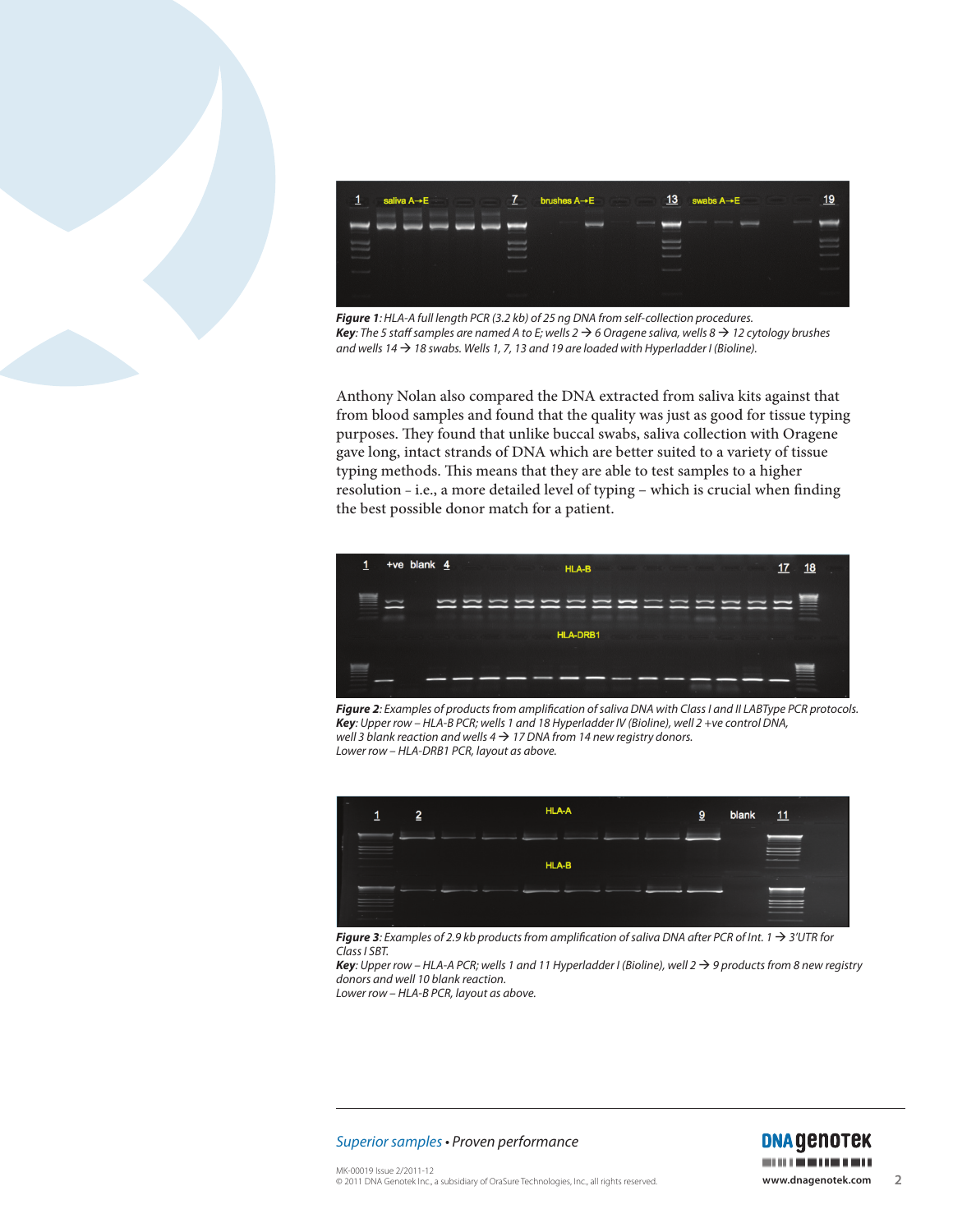***Figure 1****: HLA-A full length PCR (3.2 kb) of 25 ng DNA from self-collection procedures.*
***Key****: The 5 staff samples are named A to E; wells 2 → 6 Oragene saliva, wells 8 → 12 cytology brushes and wells 14 → 18 swabs. Wells 1, 7, 13 and 19 are loaded with Hyperladder I (Bioline).*

Anthony Nolan also compared the DNA extracted from saliva kits against that from blood samples and found that the quality was just as good for tissue typing purposes. They found that unlike buccal swabs, saliva collection with Oragene gave long, intact strands of DNA which are better suited to a variety of tissue typing methods. This means that they are able to test samples to a higher resolution – i.e., a more detailed level of typing – which is crucial when finding the best possible donor match for a patient.

***Figure 2****: Examples of products from amplification of saliva DNA with Class I and II LABType PCR protocols.*
***Key****: Upper row – HLA-B PCR; wells 1 and 18 Hyperladder IV (Bioline), well 2 +ve control DNA, well 3 blank reaction and wells 4 → 17 DNA from 14 new registry donors.*
*Lower row – HLA-DRB1 PCR, layout as above.*

***Figure 3****: Examples of 2.9 kb products from amplification of saliva DNA after PCR of Int. 1 → 3'UTR for Class I SBT.*
***Key****: Upper row – HLA-A PCR; wells 1 and 11 Hyperladder I (Bioline), well 2 → 9 products from 8 new registry donors and well 10 blank reaction.*
*Lower row – HLA-B PCR, layout as above.*

*Superior samples* • *Proven performance*

MK-00019 Issue 2/2011-12
© 2011 DNA Genotek Inc., a subsidiary of OraSure Technologies, Inc., all rights reserved.

www.dnagenotek.com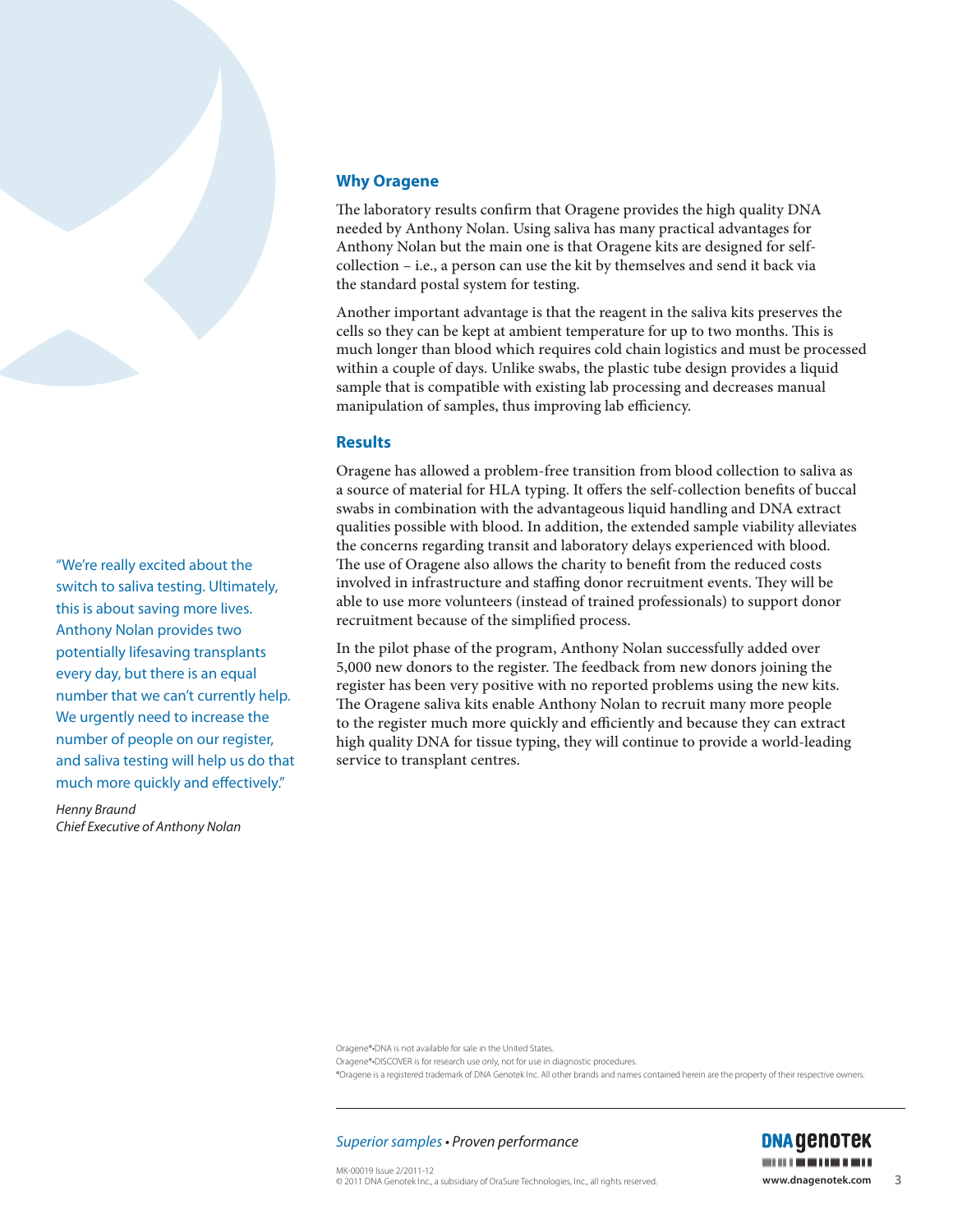## Why Oragene

The laboratory results confirm that Oragene provides the high quality DNA needed by Anthony Nolan. Using saliva has many practical advantages for Anthony Nolan but the main one is that Oragene kits are designed for self-collection – i.e., a person can use the kit by themselves and send it back via the standard postal system for testing.

Another important advantage is that the reagent in the saliva kits preserves the cells so they can be kept at ambient temperature for up to two months. This is much longer than blood which requires cold chain logistics and must be processed within a couple of days. Unlike swabs, the plastic tube design provides a liquid sample that is compatible with existing lab processing and decreases manual manipulation of samples, thus improving lab efficiency.

## Results

Oragene has allowed a problem-free transition from blood collection to saliva as a source of material for HLA typing. It offers the self-collection benefits of buccal swabs in combination with the advantageous liquid handling and DNA extract qualities possible with blood. In addition, the extended sample viability alleviates the concerns regarding transit and laboratory delays experienced with blood. The use of Oragene also allows the charity to benefit from the reduced costs involved in infrastructure and staffing donor recruitment events. They will be able to use more volunteers (instead of trained professionals) to support donor recruitment because of the simplified process.

In the pilot phase of the program, Anthony Nolan successfully added over 5,000 new donors to the register. The feedback from new donors joining the register has been very positive with no reported problems using the new kits. The Oragene saliva kits enable Anthony Nolan to recruit many more people to the register much more quickly and efficiently and because they can extract high quality DNA for tissue typing, they will continue to provide a world-leading service to transplant centres.

"We're really excited about the switch to saliva testing. Ultimately, this is about saving more lives. Anthony Nolan provides two potentially lifesaving transplants every day, but there is an equal number that we can't currently help. We urgently need to increase the number of people on our register, and saliva testing will help us do that much more quickly and effectively."

*Henny Braund*
*Chief Executive of Anthony Nolan*

Oragene®•DNA is not available for sale in the United States.
Oragene®•DISCOVER is for research use only, not for use in diagnostic procedures.
®Oragene is a registered trademark of DNA Genotek Inc. All other brands and names contained herein are the property of their respective owners.

*Superior samples • Proven performance*

MK-00019 Issue 2/2011-12
© 2011 DNA Genotek Inc., a subsidiary of OraSure Technologies, Inc., all rights reserved.

DNA genotek
www.dnagenotek.com